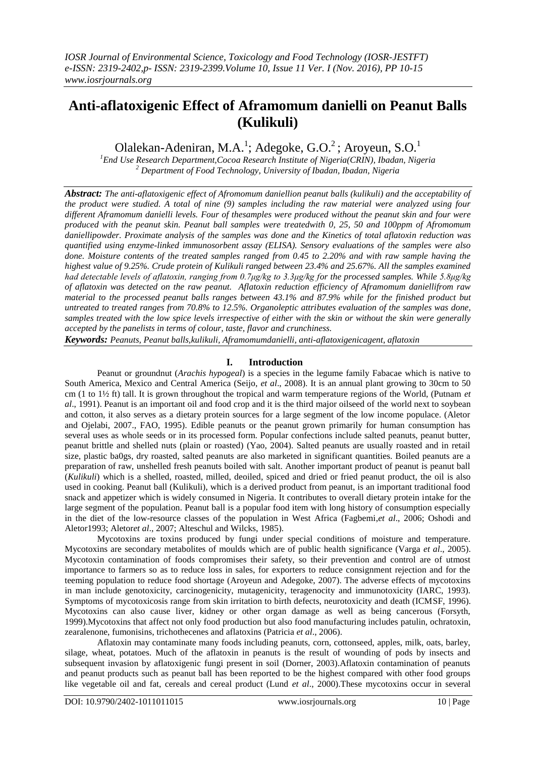# Anti-aflatoxigenic Effect of Aframomum danielli on Peanut Balls (Kulikuli)

Olalekan-Adeniran, M.A.[1]; Adegoke, G.O.[2]; Aroyeun, S.O.[1]

[1]End Use Research Department,Cocoa Research Institute of Nigeria(CRIN), Ibadan, Nigeria
[2] Department of Food Technology, University of Ibadan, Ibadan, Nigeria

***Abstract:*** *The anti-aflatoxigenic effect of Afromomum daniellion peanut balls (kulikuli) and the acceptability of the product were studied. A total of nine (9) samples including the raw material were analyzed using four different Aframomum danielli levels. Four of thesamples were produced without the peanut skin and four were produced with the peanut skin. Peanut ball samples were treatedwith 0, 25, 50 and 100ppm of Afromomum daniellipowder. Proximate analysis of the samples was done and the Kinetics of total aflatoxin reduction was quantified using enzyme-linked immunosorbent assay (ELISA). Sensory evaluations of the samples were also done. Moisture contents of the treated samples ranged from 0.45 to 2.20% and with raw sample having the highest value of 9.25%. Crude protein of Kulikuli ranged between 23.4% and 25.67%. All the samples examined had detectable levels of aflatoxin, ranging from 0.7μg/kg to 3.3μg/kg for the processed samples. While 5.8μg/kg of aflatoxin was detected on the raw peanut. Aflatoxin reduction efficiency of Aframomum daniellifrom raw material to the processed peanut balls ranges between 43.1% and 87.9% while for the finished product but untreated to treated ranges from 70.8% to 12.5%. Organoleptic attributes evaluation of the samples was done, samples treated with the low spice levels irrespective of either with the skin or without the skin were generally accepted by the panelists in terms of colour, taste, flavor and crunchiness.*

***Keywords:*** *Peanuts, Peanut balls,kulikuli, Afromomumdanielli, anti-aflatoxigenicagent, aflatoxin*

## I. Introduction

Peanut or groundnut (*Arachis hypogeal*) is a species in the legume family Fabacae which is native to South America, Mexico and Central America (Seijo, *et al*., 2008). It is an annual plant growing to 30cm to 50 cm (1 to 1½ ft) tall. It is grown throughout the tropical and warm temperature regions of the World, (Putnam *et al*., 1991). Peanut is an important oil and food crop and it is the third major oilseed of the world next to soybean and cotton, it also serves as a dietary protein sources for a large segment of the low income populace. (Aletor and Ojelabi, 2007., FAO, 1995). Edible peanuts or the peanut grown primarily for human consumption has several uses as whole seeds or in its processed form. Popular confections include salted peanuts, peanut butter, peanut brittle and shelled nuts (plain or roasted) (Yao, 2004). Salted peanuts are usually roasted and in retail size, plastic ba0gs, dry roasted, salted peanuts are also marketed in significant quantities. Boiled peanuts are a preparation of raw, unshelled fresh peanuts boiled with salt. Another important product of peanut is peanut ball (*Kulikuli*) which is a shelled, roasted, milled, deoiled, spiced and dried or fried peanut product, the oil is also used in cooking. Peanut ball (Kulikuli), which is a derived product from peanut, is an important traditional food snack and appetizer which is widely consumed in Nigeria. It contributes to overall dietary protein intake for the large segment of the population. Peanut ball is a popular food item with long history of consumption especially in the diet of the low-resource classes of the population in West Africa (Fagbemi,*et al*., 2006; Oshodi and Aletor1993; Aletor*et al*., 2007; Alteschul and Wilcks, 1985).

Mycotoxins are toxins produced by fungi under special conditions of moisture and temperature. Mycotoxins are secondary metabolites of moulds which are of public health significance (Varga *et al*., 2005). Mycotoxin contamination of foods compromises their safety, so their prevention and control are of utmost importance to farmers so as to reduce loss in sales, for exporters to reduce consignment rejection and for the teeming population to reduce food shortage (Aroyeun and Adegoke, 2007). The adverse effects of mycotoxins in man include genotoxicity, carcinogenicity, mutagenicity, teragenocity and immunotoxicity (IARC, 1993). Symptoms of mycotoxicosis range from skin irritation to birth defects, neurotoxicity and death (ICMSF, 1996). Mycotoxins can also cause liver, kidney or other organ damage as well as being cancerous (Forsyth, 1999).Mycotoxins that affect not only food production but also food manufacturing includes patulin, ochratoxin, zearalenone, fumonisins, trichothecenes and aflatoxins (Patricia *et al*., 2006).

Aflatoxin may contaminate many foods including peanuts, corn, cottonseed, apples, milk, oats, barley, silage, wheat, potatoes. Much of the aflatoxin in peanuts is the result of wounding of pods by insects and subsequent invasion by aflatoxigenic fungi present in soil (Dorner, 2003).Aflatoxin contamination of peanuts and peanut products such as peanut ball has been reported to be the highest compared with other food groups like vegetable oil and fat, cereals and cereal product (Lund *et al*., 2000).These mycotoxins occur in several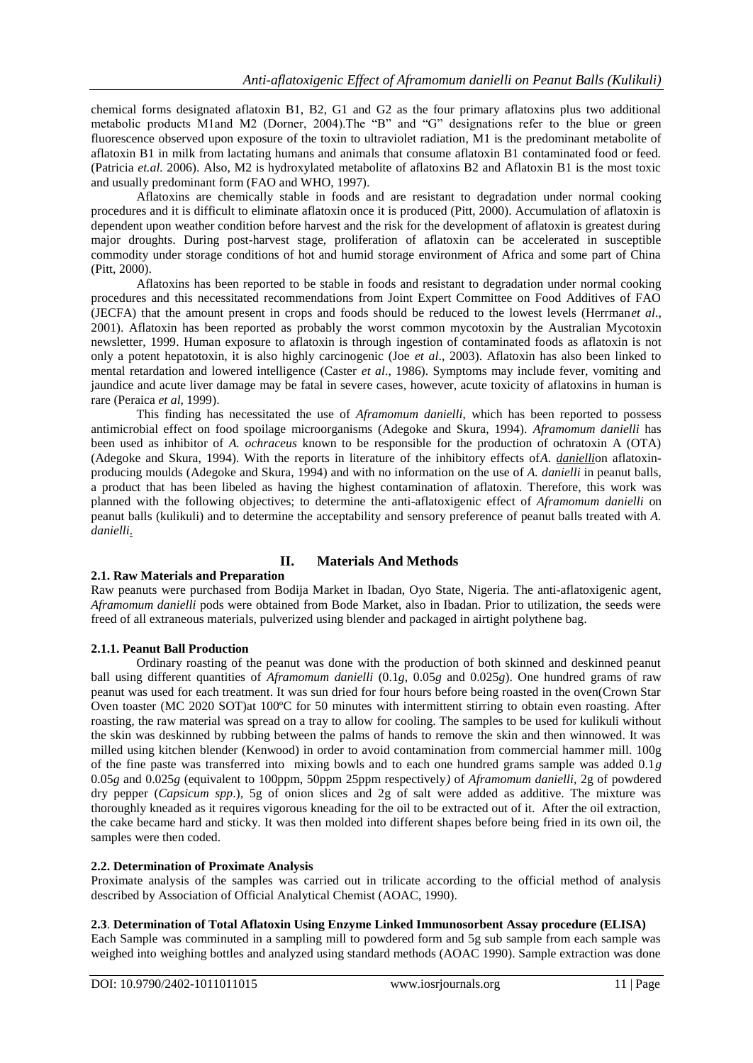chemical forms designated aflatoxin B1, B2, G1 and G2 as the four primary aflatoxins plus two additional metabolic products M1and M2 (Dorner, 2004).The "B" and "G" designations refer to the blue or green fluorescence observed upon exposure of the toxin to ultraviolet radiation, M1 is the predominant metabolite of aflatoxin B1 in milk from lactating humans and animals that consume aflatoxin B1 contaminated food or feed. (Patricia *et.al.* 2006). Also, M2 is hydroxylated metabolite of aflatoxins B2 and Aflatoxin B1 is the most toxic and usually predominant form (FAO and WHO, 1997).

Aflatoxins are chemically stable in foods and are resistant to degradation under normal cooking procedures and it is difficult to eliminate aflatoxin once it is produced (Pitt, 2000). Accumulation of aflatoxin is dependent upon weather condition before harvest and the risk for the development of aflatoxin is greatest during major droughts. During post-harvest stage, proliferation of aflatoxin can be accelerated in susceptible commodity under storage conditions of hot and humid storage environment of Africa and some part of China (Pitt, 2000).

Aflatoxins has been reported to be stable in foods and resistant to degradation under normal cooking procedures and this necessitated recommendations from Joint Expert Committee on Food Additives of FAO (JECFA) that the amount present in crops and foods should be reduced to the lowest levels (Herrman*et al*., 2001). Aflatoxin has been reported as probably the worst common mycotoxin by the Australian Mycotoxin newsletter, 1999. Human exposure to aflatoxin is through ingestion of contaminated foods as aflatoxin is not only a potent hepatotoxin, it is also highly carcinogenic (Joe *et al*., 2003). Aflatoxin has also been linked to mental retardation and lowered intelligence (Caster *et al*., 1986). Symptoms may include fever, vomiting and jaundice and acute liver damage may be fatal in severe cases, however, acute toxicity of aflatoxins in human is rare (Peraica *et al*, 1999).

This finding has necessitated the use of *Aframomum danielli*, which has been reported to possess antimicrobial effect on food spoilage microorganisms (Adegoke and Skura, 1994). *Aframomum danielli* has been used as inhibitor of *A. ochraceus* known to be responsible for the production of ochratoxin A (OTA) (Adegoke and Skura, 1994). With the reports in literature of the inhibitory effects of*A. danielli*on aflatoxin-producing moulds (Adegoke and Skura, 1994) and with no information on the use of *A. danielli* in peanut balls, a product that has been libeled as having the highest contamination of aflatoxin. Therefore, this work was planned with the following objectives; to determine the anti-aflatoxigenic effect of *Aframomum danielli* on peanut balls (kulikuli) and to determine the acceptability and sensory preference of peanut balls treated with *A. danielli*.

## II. Materials And Methods

### 2.1. Raw Materials and Preparation

Raw peanuts were purchased from Bodija Market in Ibadan, Oyo State, Nigeria. The anti-aflatoxigenic agent, *Aframomum danielli* pods were obtained from Bode Market, also in Ibadan. Prior to utilization, the seeds were freed of all extraneous materials, pulverized using blender and packaged in airtight polythene bag.

#### 2.1.1. Peanut Ball Production

Ordinary roasting of the peanut was done with the production of both skinned and deskinned peanut ball using different quantities of *Aframomum danielli* (0.1*g*, 0.05*g* and 0.025*g*). One hundred grams of raw peanut was used for each treatment. It was sun dried for four hours before being roasted in the oven(Crown Star Oven toaster (MC 2020 SOT)at 100ºC for 50 minutes with intermittent stirring to obtain even roasting. After roasting, the raw material was spread on a tray to allow for cooling. The samples to be used for kulikuli without the skin was deskinned by rubbing between the palms of hands to remove the skin and then winnowed. It was milled using kitchen blender (Kenwood) in order to avoid contamination from commercial hammer mill. 100g of the fine paste was transferred into mixing bowls and to each one hundred grams sample was added 0.1*g* 0.05*g* and 0.025*g* (equivalent to 100ppm, 50ppm 25ppm respectively*)* of *Aframomum danielli*, 2g of powdered dry pepper (*Capsicum spp*.), 5g of onion slices and 2g of salt were added as additive. The mixture was thoroughly kneaded as it requires vigorous kneading for the oil to be extracted out of it. After the oil extraction, the cake became hard and sticky. It was then molded into different shapes before being fried in its own oil, the samples were then coded.

### 2.2. Determination of Proximate Analysis

Proximate analysis of the samples was carried out in trilicate according to the official method of analysis described by Association of Official Analytical Chemist (AOAC, 1990).

### 2.3. Determination of Total Aflatoxin Using Enzyme Linked Immunosorbent Assay procedure (ELISA)

Each Sample was comminuted in a sampling mill to powdered form and 5g sub sample from each sample was weighed into weighing bottles and analyzed using standard methods (AOAC 1990). Sample extraction was done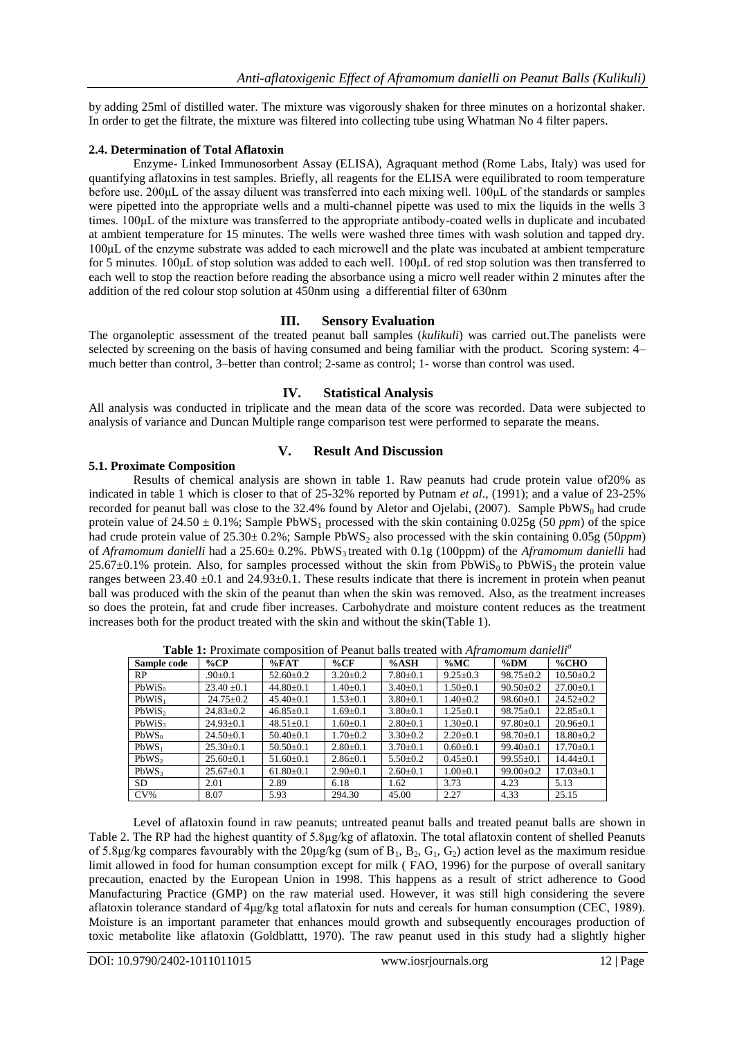by adding 25ml of distilled water. The mixture was vigorously shaken for three minutes on a horizontal shaker. In order to get the filtrate, the mixture was filtered into collecting tube using Whatman No 4 filter papers.

### 2.4. Determination of Total Aflatoxin

Enzyme- Linked Immunosorbent Assay (ELISA), Agraquant method (Rome Labs, Italy) was used for quantifying aflatoxins in test samples. Briefly, all reagents for the ELISA were equilibrated to room temperature before use. 200μL of the assay diluent was transferred into each mixing well. 100μL of the standards or samples were pipetted into the appropriate wells and a multi-channel pipette was used to mix the liquids in the wells 3 times. 100μL of the mixture was transferred to the appropriate antibody-coated wells in duplicate and incubated at ambient temperature for 15 minutes. The wells were washed three times with wash solution and tapped dry. 100μL of the enzyme substrate was added to each microwell and the plate was incubated at ambient temperature for 5 minutes. 100μL of stop solution was added to each well. 100μL of red stop solution was then transferred to each well to stop the reaction before reading the absorbance using a micro well reader within 2 minutes after the addition of the red colour stop solution at 450nm using a differential filter of 630nm

## III. Sensory Evaluation

The organoleptic assessment of the treated peanut ball samples (*kulikuli*) was carried out.The panelists were selected by screening on the basis of having consumed and being familiar with the product. Scoring system: 4– much better than control, 3–better than control; 2-same as control; 1- worse than control was used.

## IV. Statistical Analysis

All analysis was conducted in triplicate and the mean data of the score was recorded. Data were subjected to analysis of variance and Duncan Multiple range comparison test were performed to separate the means.

## V. Result And Discussion

### 5.1. Proximate Composition

Results of chemical analysis are shown in table 1. Raw peanuts had crude protein value of20% as indicated in table 1 which is closer to that of 25-32% reported by Putnam *et al*., (1991); and a value of 23-25% recorded for peanut ball was close to the 32.4% found by Aletor and Ojelabi, (2007). Sample $PbWS_0$ had crude protein value of $24.50 \pm 0.1$%; Sample $PbWS_1$ processed with the skin containing 0.025g (50 *ppm*) of the spice had crude protein value of $25.30 \pm 0.2$%; Sample $PbWS_2$ also processed with the skin containing 0.05g (50*ppm*) of *Aframomum danielli* had a $25.60 \pm 0.2$%. $PbWS_3$ treated with 0.1g (100ppm) of the *Aframomum danielli* had $25.67 \pm 0.1$% protein. Also, for samples processed without the skin from $PbWiS_0$ to $PbWiS_3$ the protein value ranges between $23.40 \pm 0.1$ and $24.93 \pm 0.1$. These results indicate that there is increment in protein when peanut ball was produced with the skin of the peanut than when the skin was removed. Also, as the treatment increases so does the protein, fat and crude fiber increases. Carbohydrate and moisture content reduces as the treatment increases both for the product treated with the skin and without the skin(Table 1).

**Table 1:** Proximate composition of Peanut balls treated with *Aframomum danielli*[a]

| Sample code | %CP | %FAT | %CF | %ASH | %MC | %DM | %CHO |
|---|---|---|---|---|---|---|---|
| RP | .90±0.1 | 52.60±0.2 | 3.20±0.2 | 7.80±0.1 | 9.25±0.3 | 98.75±0.2 | 10.50±0.2 |
| $PbWiS_0$ | 23.40 ±0.1 | 44.80±0.1 | 1.40±0.1 | 3.40±0.1 | 1.50±0.1 | 90.50±0.2 | 27.00±0.1 |
| $PbWiS_1$ | 24.75±0.2 | 45.40±0.1 | 1.53±0.1 | 3.80±0.1 | 1.40±0.2 | 98.60±0.1 | 24.52±0.2 |
| $PbWiS_2$ | 24.83±0.2 | 46.85±0.1 | 1.69±0.1 | 3.80±0.1 | 1.25±0.1 | 98.75±0.1 | 22.85±0.1 |
| $PbWiS_3$ | 24.93±0.1 | 48.51±0.1 | 1.60±0.1 | 2.80±0.1 | 1.30±0.1 | 97.80±0.1 | 20.96±0.1 |
| $PbWS_0$ | 24.50±0.1 | 50.40±0.1 | 1.70±0.2 | 3.30±0.2 | 2.20±0.1 | 98.70±0.1 | 18.80±0.2 |
| $PbWS_1$ | 25.30±0.1 | 50.50±0.1 | 2.80±0.1 | 3.70±0.1 | 0.60±0.1 | 99.40±0.1 | 17.70±0.1 |
| $PbWS_2$ | 25.60±0.1 | 51.60±0.1 | 2.86±0.1 | 5.50±0.2 | 0.45±0.1 | 99.55±0.1 | 14.44±0.1 |
| $PbWS_3$ | 25.67±0.1 | 61.80±0.1 | 2.90±0.1 | 2.60±0.1 | 1.00±0.1 | 99.00±0.2 | 17.03±0.1 |
| SD | 2.01 | 2.89 | 6.18 | 1.62 | 3.73 | 4.23 | 5.13 |
| CV% | 8.07 | 5.93 | 294.30 | 45.00 | 2.27 | 4.33 | 25.15 |

Level of aflatoxin found in raw peanuts; untreated peanut balls and treated peanut balls are shown in Table 2. The RP had the highest quantity of 5.8μg/kg of aflatoxin. The total aflatoxin content of shelled Peanuts of 5.8μg/kg compares favourably with the 20μg/kg (sum of $B_1$, $B_2$, $G_1$, $G_2$) action level as the maximum residue limit allowed in food for human consumption except for milk ( FAO, 1996) for the purpose of overall sanitary precaution, enacted by the European Union in 1998. This happens as a result of strict adherence to Good Manufacturing Practice (GMP) on the raw material used. However, it was still high considering the severe aflatoxin tolerance standard of 4μg/kg total aflatoxin for nuts and cereals for human consumption (CEC, 1989). Moisture is an important parameter that enhances mould growth and subsequently encourages production of toxic metabolite like aflatoxin (Goldblattt, 1970). The raw peanut used in this study had a slightly higher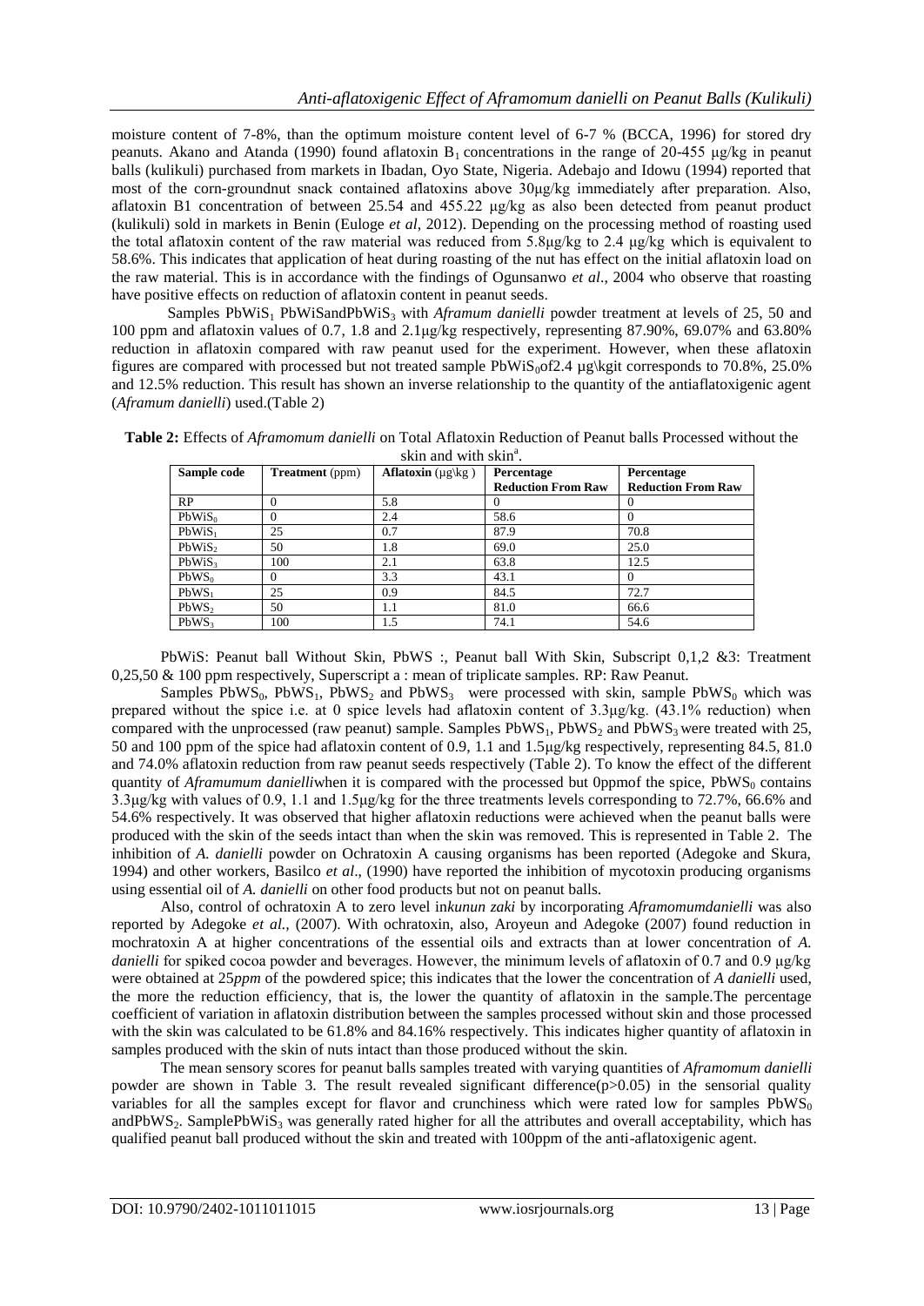moisture content of 7-8%, than the optimum moisture content level of 6-7 % (BCCA, 1996) for stored dry peanuts. Akano and Atanda (1990) found aflatoxin $B_1$ concentrations in the range of 20-455 µg/kg in peanut balls (kulikuli) purchased from markets in Ibadan, Oyo State, Nigeria. Adebajo and Idowu (1994) reported that most of the corn-groundnut snack contained aflatoxins above 30µg/kg immediately after preparation. Also, aflatoxin B1 concentration of between 25.54 and 455.22 µg/kg as also been detected from peanut product (kulikuli) sold in markets in Benin (Euloge *et al*, 2012). Depending on the processing method of roasting used the total aflatoxin content of the raw material was reduced from 5.8µg/kg to 2.4 µg/kg which is equivalent to 58.6%. This indicates that application of heat during roasting of the nut has effect on the initial aflatoxin load on the raw material. This is in accordance with the findings of Ogunsanwo *et al*., 2004 who observe that roasting have positive effects on reduction of aflatoxin content in peanut seeds.

Samples $PbWiS_1$ PbWiSand$PbWiS_3$ with *Aframum danielli* powder treatment at levels of 25, 50 and 100 ppm and aflatoxin values of 0.7, 1.8 and 2.1µg/kg respectively, representing 87.90%, 69.07% and 63.80% reduction in aflatoxin compared with raw peanut used for the experiment. However, when these aflatoxin figures are compared with processed but not treated sample $PbWiS_0$of2.4 µg\kgit corresponds to 70.8%, 25.0% and 12.5% reduction. This result has shown an inverse relationship to the quantity of the antiaflatoxigenic agent (*Aframum danielli*) used.(Table 2)

**Table 2:** Effects of *Aframomum danielli* on Total Aflatoxin Reduction of Peanut balls Processed without the skin and with skin[a].

| Sample code | Treatment (ppm) | Aflatoxin (µg\kg ) | Percentage Reduction From Raw | Percentage Reduction From Raw |
|---|---|---|---|---|
| RP | 0 | 5.8 | 0 | 0 |
| $PbWiS_0$ | 0 | 2.4 | 58.6 | 0 |
| $PbWiS_1$ | 25 | 0.7 | 87.9 | 70.8 |
| $PbWiS_2$ | 50 | 1.8 | 69.0 | 25.0 |
| $PbWiS_3$ | 100 | 2.1 | 63.8 | 12.5 |
| $PbWS_0$ | 0 | 3.3 | 43.1 | 0 |
| $PbWS_1$ | 25 | 0.9 | 84.5 | 72.7 |
| $PbWS_2$ | 50 | 1.1 | 81.0 | 66.6 |
| $PbWS_3$ | 100 | 1.5 | 74.1 | 54.6 |

PbWiS: Peanut ball Without Skin, PbWS :, Peanut ball With Skin, Subscript 0,1,2 &3: Treatment 0,25,50 & 100 ppm respectively, Superscript a : mean of triplicate samples. RP: Raw Peanut.

Samples $PbWS_0$, $PbWS_1$, $PbWS_2$ and $PbWS_3$ were processed with skin, sample $PbWS_0$ which was prepared without the spice i.e. at 0 spice levels had aflatoxin content of 3.3µg/kg. (43.1% reduction) when compared with the unprocessed (raw peanut) sample. Samples $PbWS_1$, $PbWS_2$ and $PbWS_3$ were treated with 25, 50 and 100 ppm of the spice had aflatoxin content of 0.9, 1.1 and 1.5µg/kg respectively, representing 84.5, 81.0 and 74.0% aflatoxin reduction from raw peanut seeds respectively (Table 2). To know the effect of the different quantity of *Aframumum danielli*when it is compared with the processed but 0ppmof the spice, $PbWS_0$ contains 3.3µg/kg with values of 0.9, 1.1 and 1.5µg/kg for the three treatments levels corresponding to 72.7%, 66.6% and 54.6% respectively. It was observed that higher aflatoxin reductions were achieved when the peanut balls were produced with the skin of the seeds intact than when the skin was removed. This is represented in Table 2. The inhibition of *A. danielli* powder on Ochratoxin A causing organisms has been reported (Adegoke and Skura, 1994) and other workers, Basilco *et al*., (1990) have reported the inhibition of mycotoxin producing organisms using essential oil of *A. danielli* on other food products but not on peanut balls.

Also, control of ochratoxin A to zero level in*kunun zaki* by incorporating *Aframomumdanielli* was also reported by Adegoke *et al.,* (2007). With ochratoxin, also, Aroyeun and Adegoke (2007) found reduction in mochratoxin A at higher concentrations of the essential oils and extracts than at lower concentration of *A. danielli* for spiked cocoa powder and beverages. However, the minimum levels of aflatoxin of 0.7 and 0.9 µg/kg were obtained at 25*ppm* of the powdered spice; this indicates that the lower the concentration of *A danielli* used, the more the reduction efficiency, that is, the lower the quantity of aflatoxin in the sample.The percentage coefficient of variation in aflatoxin distribution between the samples processed without skin and those processed with the skin was calculated to be 61.8% and 84.16% respectively. This indicates higher quantity of aflatoxin in samples produced with the skin of nuts intact than those produced without the skin.

The mean sensory scores for peanut balls samples treated with varying quantities of *Aframomum danielli* powder are shown in Table 3. The result revealed significant difference($p>0.05$) in the sensorial quality variables for all the samples except for flavor and crunchiness which were rated low for samples $PbWS_0$ and$PbWS_2$. Sample$PbWiS_3$ was generally rated higher for all the attributes and overall acceptability, which has qualified peanut ball produced without the skin and treated with 100ppm of the anti-aflatoxigenic agent.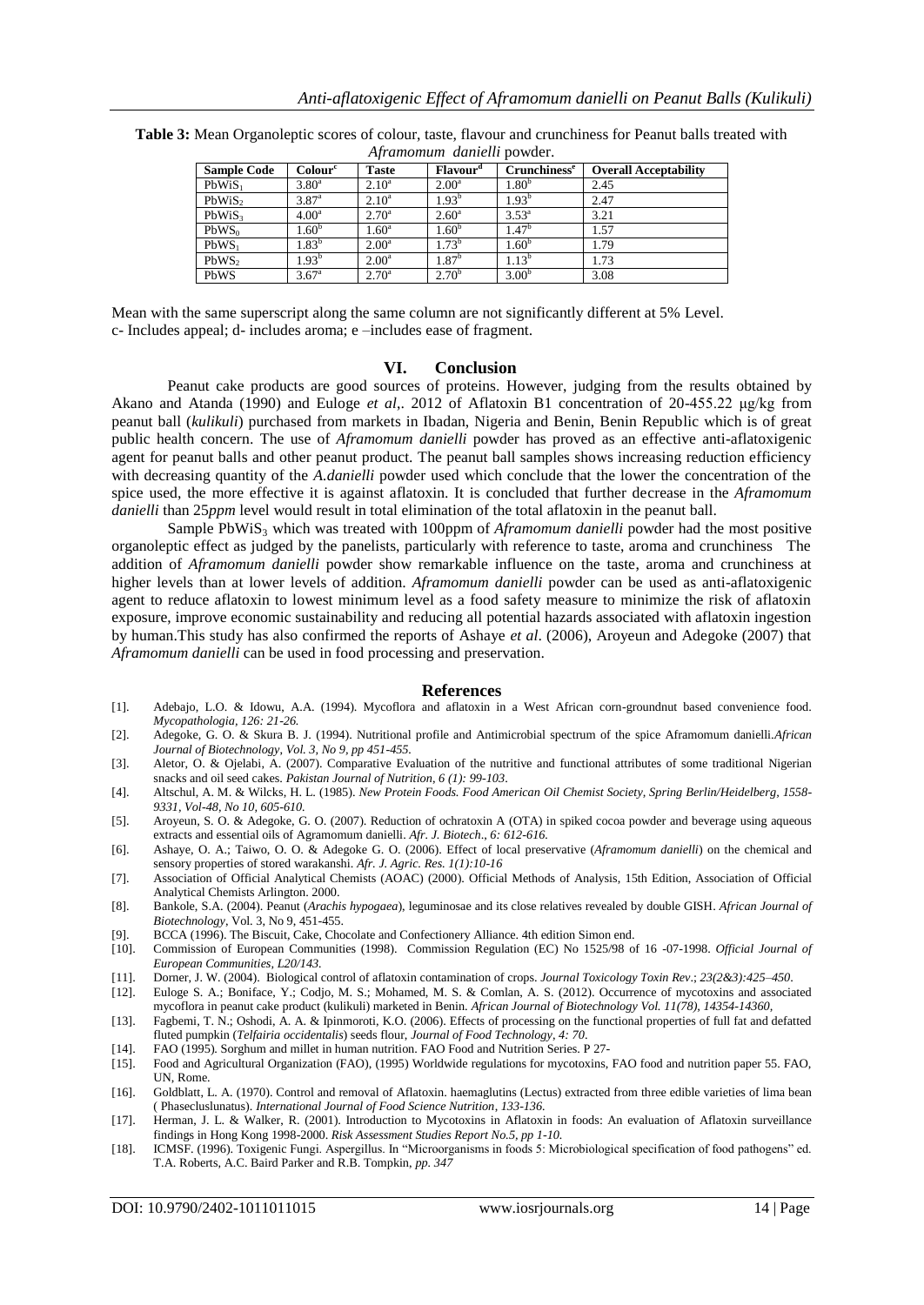**Table 3:** Mean Organoleptic scores of colour, taste, flavour and crunchiness for Peanut balls treated with *Aframomum danielli* powder.

| Sample Code | Colour[c] | Taste | Flavour[d] | Crunchiness[e] | Overall Acceptability |
|---|---|---|---|---|---|
| $PbWiS_1$ | $3.80^a$ | $2.10^a$ | $2.00^a$ | $1.80^b$ | 2.45 |
| $PbWiS_2$ | $3.87^a$ | $2.10^a$ | $1.93^b$ | $1.93^b$ | 2.47 |
| $PbWiS_3$ | $4.00^a$ | $2.70^a$ | $2.60^a$ | $3.53^a$ | 3.21 |
| $PbWS_0$ | $1.60^b$ | $1.60^a$ | $1.60^b$ | $1.47^b$ | 1.57 |
| $PbWS_1$ | $1.83^b$ | $2.00^a$ | $1.73^b$ | $1.60^b$ | 1.79 |
| $PbWS_2$ | $1.93^b$ | $2.00^a$ | $1.87^b$ | $1.13^b$ | 1.73 |
| PbWS | $3.67^a$ | $2.70^a$ | $2.70^b$ | $3.00^b$ | 3.08 |

Mean with the same superscript along the same column are not significantly different at 5% Level.
c- Includes appeal; d- includes aroma; e –includes ease of fragment.

## VI. Conclusion

Peanut cake products are good sources of proteins. However, judging from the results obtained by Akano and Atanda (1990) and Euloge *et al*,. 2012 of Aflatoxin B1 concentration of 20-455.22 μg/kg from peanut ball (*kulikuli*) purchased from markets in Ibadan, Nigeria and Benin, Benin Republic which is of great public health concern. The use of *Aframomum danielli* powder has proved as an effective anti-aflatoxigenic agent for peanut balls and other peanut product. The peanut ball samples shows increasing reduction efficiency with decreasing quantity of the *A.danielli* powder used which conclude that the lower the concentration of the spice used, the more effective it is against aflatoxin. It is concluded that further decrease in the *Aframomum danielli* than 25*ppm* level would result in total elimination of the total aflatoxin in the peanut ball.

Sample $PbWiS_3$ which was treated with 100ppm of *Aframomum danielli* powder had the most positive organoleptic effect as judged by the panelists, particularly with reference to taste, aroma and crunchiness The addition of *Aframomum danielli* powder show remarkable influence on the taste, aroma and crunchiness at higher levels than at lower levels of addition. *Aframomum danielli* powder can be used as anti-aflatoxigenic agent to reduce aflatoxin to lowest minimum level as a food safety measure to minimize the risk of aflatoxin exposure, improve economic sustainability and reducing all potential hazards associated with aflatoxin ingestion by human.This study has also confirmed the reports of Ashaye *et al*. (2006), Aroyeun and Adegoke (2007) that *Aframomum danielli* can be used in food processing and preservation.

## References

[1]. Adebajo, L.O. & Idowu, A.A. (1994). Mycoflora and aflatoxin in a West African corn-groundnut based convenience food. *Mycopathologia, 126: 21-26.*

[2]. Adegoke, G. O. & Skura B. J. (1994). Nutritional profile and Antimicrobial spectrum of the spice Aframomum danielli.*African Journal of Biotechnology, Vol. 3, No 9, pp 451-455.*

[3]. Aletor, O. & Ojelabi, A. (2007). Comparative Evaluation of the nutritive and functional attributes of some traditional Nigerian snacks and oil seed cakes. *Pakistan Journal of Nutrition, 6 (1): 99-103*.

[4]. Altschul, A. M. & Wilcks, H. L. (1985). *New Protein Foods. Food American Oil Chemist Society, Spring Berlin/Heidelberg, 1558-9331, Vol-48, No 10, 605-610.*

[5]. Aroyeun, S. O. & Adegoke, G. O. (2007). Reduction of ochratoxin A (OTA) in spiked cocoa powder and beverage using aqueous extracts and essential oils of Agramomum danielli. *Afr. J. Biotech., 6: 612-616.*

[6]. Ashaye, O. A.; Taiwo, O. O. & Adegoke G. O. (2006). Effect of local preservative (*Aframomum danielli*) on the chemical and sensory properties of stored warakanshi. *Afr. J. Agric. Res. 1(1):10-16*

[7]. Association of Official Analytical Chemists (AOAC) (2000). Official Methods of Analysis, 15th Edition, Association of Official Analytical Chemists Arlington. 2000.

[8]. Bankole, S.A. (2004). Peanut (*Arachis hypogaea*), leguminosae and its close relatives revealed by double GISH. *African Journal of Biotechnology*, Vol. 3, No 9, 451-455.

[9]. BCCA (1996). The Biscuit, Cake, Chocolate and Confectionery Alliance. 4th edition Simon end.

[10]. Commission of European Communities (1998). Commission Regulation (EC) No 1525/98 of 16 -07-1998. *Official Journal of European Communities, L20/143.*

[11]. Dorner, J. W. (2004). Biological control of aflatoxin contamination of crops. *Journal Toxicology Toxin Rev.; 23(2&3):425–450*.

[12]. Euloge S. A.; Boniface, Y.; Codjo, M. S.; Mohamed, M. S. & Comlan, A. S. (2012). Occurrence of mycotoxins and associated mycoflora in peanut cake product (kulikuli) marketed in Benin. *African Journal of Biotechnology Vol. 11(78), 14354-14360,*

[13]. Fagbemi, T. N.; Oshodi, A. A. & Ipinmoroti, K.O. (2006). Effects of processing on the functional properties of full fat and defatted fluted pumpkin (*Telfairia occidentalis*) seeds flour, *Journal of Food Technology, 4: 70*.

[14]. FAO (1995). Sorghum and millet in human nutrition. FAO Food and Nutrition Series. P 27-

[15]. Food and Agricultural Organization (FAO), (1995) Worldwide regulations for mycotoxins, FAO food and nutrition paper 55. FAO, UN, Rome.

[16]. Goldblatt, L. A. (1970). Control and removal of Aflatoxin. haemaglutins (Lectus) extracted from three edible varieties of lima bean ( Phasecluslunatus). *International Journal of Food Science Nutrition, 133-136.*

[17]. Herman, J. L. & Walker, R. (2001). Introduction to Mycotoxins in Aflatoxin in foods: An evaluation of Aflatoxin surveillance findings in Hong Kong 1998-2000. *Risk Assessment Studies Report No.5, pp 1-10.*

[18]. ICMSF. (1996). Toxigenic Fungi. Aspergillus. In "Microorganisms in foods 5: Microbiological specification of food pathogens" ed. T.A. Roberts, A.C. Baird Parker and R.B. Tompkin, *pp. 347*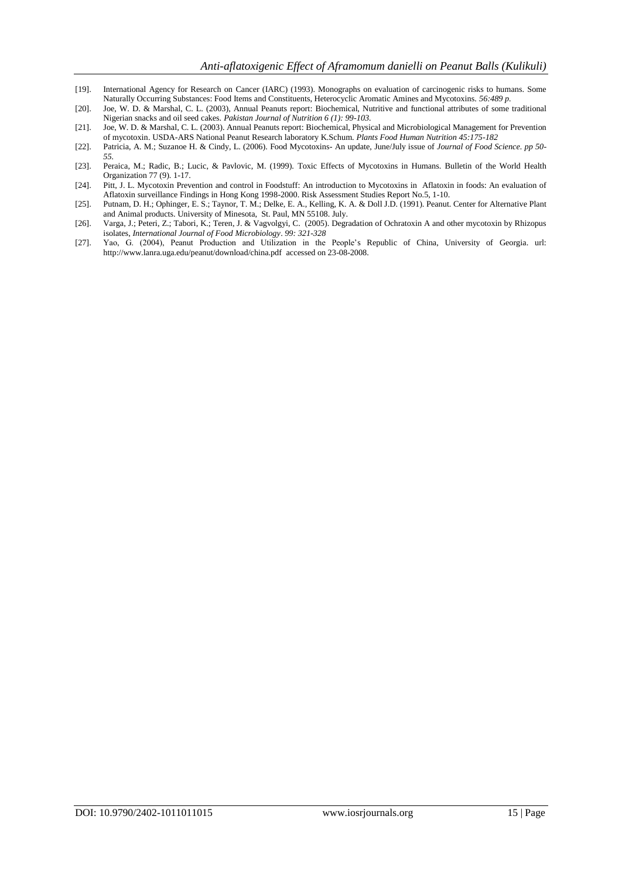[19]. International Agency for Research on Cancer (IARC) (1993). Monographs on evaluation of carcinogenic risks to humans. Some Naturally Occurring Substances: Food Items and Constituents, Heterocyclic Aromatic Amines and Mycotoxins. *56:489 p.*

[20]. Joe, W. D. & Marshal, C. L. (2003), Annual Peanuts report: Biochemical, Nutritive and functional attributes of some traditional Nigerian snacks and oil seed cakes. *Pakistan Journal of Nutrition 6 (1): 99-103.*

[21]. Joe, W. D. & Marshal, C. L. (2003). Annual Peanuts report: Biochemical, Physical and Microbiological Management for Prevention of mycotoxin. USDA-ARS National Peanut Research laboratory K.Schum. *Plants Food Human Nutrition 45:175-182*

[22]. Patricia, A. M.; Suzanoe H. & Cindy, L. (2006). Food Mycotoxins- An update, June/July issue of *Journal of Food Science. pp 50-55.*

[23]. Peraica, M.; Radic, B.; Lucic, & Pavlovic, M. (1999). Toxic Effects of Mycotoxins in Humans. Bulletin of the World Health Organization 77 (9). 1-17.

[24]. Pitt, J. L. Mycotoxin Prevention and control in Foodstuff: An introduction to Mycotoxins in Aflatoxin in foods: An evaluation of Aflatoxin surveillance Findings in Hong Kong 1998-2000. Risk Assessment Studies Report No.5, 1-10.

[25]. Putnam, D. H.; Ophinger, E. S.; Taynor, T. M.; Delke, E. A., Kelling, K. A. & Doll J.D. (1991). Peanut. Center for Alternative Plant and Animal products. University of Minesota, St. Paul, MN 55108. July.

[26]. Varga, J.; Peteri, Z.; Tabori, K.; Teren, J. & Vagvolgyi, C. (2005). Degradation of Ochratoxin A and other mycotoxin by Rhizopus isolates, *International Journal of Food Microbiology*. *99: 321-328*

[27]. Yao, G. (2004), Peanut Production and Utilization in the People's Republic of China, University of Georgia. url: http://www.lanra.uga.edu/peanut/download/china.pdf accessed on 23-08-2008.